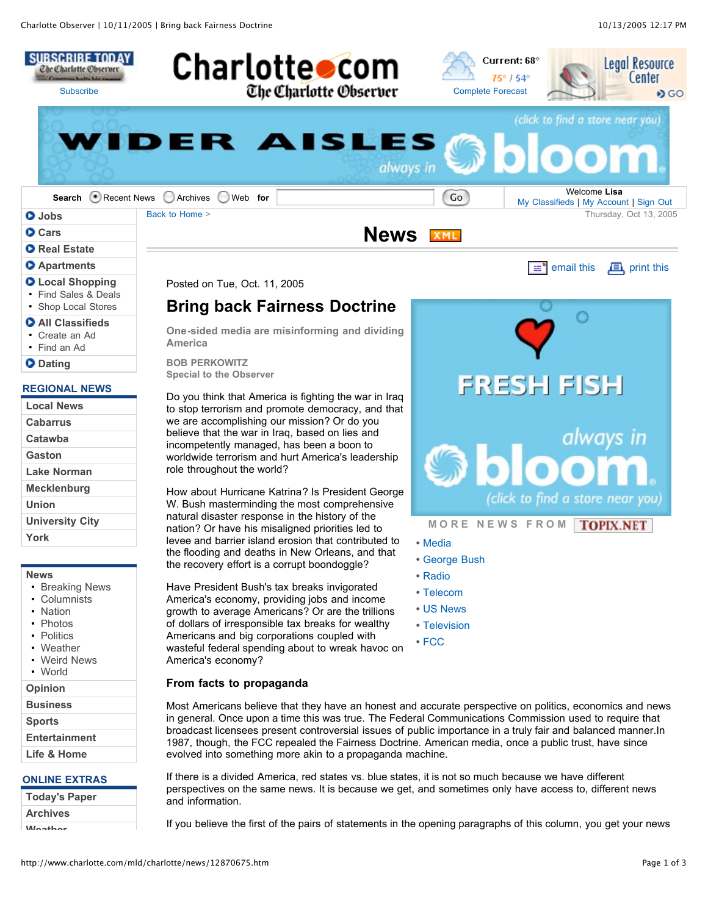Posted on Tue, Oct. 11, 2005

# Bring back Fairness Doctrine

**One-sided media are misinforming and dividing America**

**BOB PERKOWITZ**
**Special to the Observer**

Do you think that America is fighting the war in Iraq to stop terrorism and promote democracy, and that we are accomplishing our mission? Or do you believe that the war in Iraq, based on lies and incompetently managed, has been a boon to worldwide terrorism and hurt America's leadership role throughout the world?

How about Hurricane Katrina? Is President George W. Bush masterminding the most comprehensive natural disaster response in the history of the nation? Or have his misaligned priorities led to levee and barrier island erosion that contributed to the flooding and deaths in New Orleans, and that the recovery effort is a corrupt boondoggle?

Have President Bush's tax breaks invigorated America's economy, providing jobs and income growth to average Americans? Or are the trillions of dollars of irresponsible tax breaks for wealthy Americans and big corporations coupled with wasteful federal spending about to wreak havoc on America's economy?

### From facts to propaganda

Most Americans believe that they have an honest and accurate perspective on politics, economics and news in general. Once upon a time this was true. The Federal Communications Commission used to require that broadcast licensees present controversial issues of public importance in a truly fair and balanced manner.In 1987, though, the FCC repealed the Fairness Doctrine. American media, once a public trust, have since evolved into something more akin to a propaganda machine.

If there is a divided America, red states vs. blue states, it is not so much because we have different perspectives on the same news. It is because we get, and sometimes only have access to, different news and information.

If you believe the first of the pairs of statements in the opening paragraphs of this column, you get your news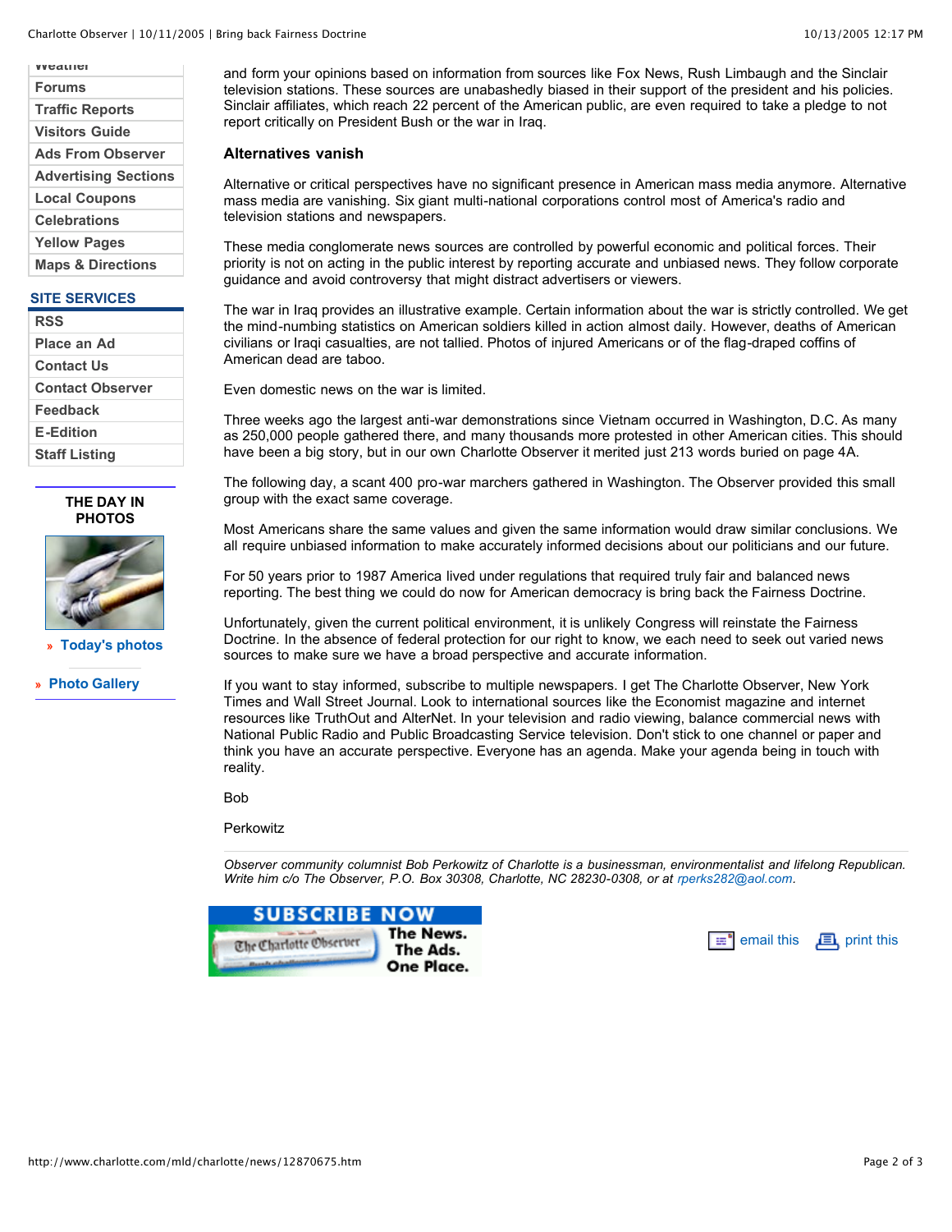and form your opinions based on information from sources like Fox News, Rush Limbaugh and the Sinclair television stations. These sources are unabashedly biased in their support of the president and his policies. Sinclair affiliates, which reach 22 percent of the American public, are even required to take a pledge to not report critically on President Bush or the war in Iraq.

**Alternatives vanish**

Alternative or critical perspectives have no significant presence in American mass media anymore. Alternative mass media are vanishing. Six giant multi-national corporations control most of America's radio and television stations and newspapers.

These media conglomerate news sources are controlled by powerful economic and political forces. Their priority is not on acting in the public interest by reporting accurate and unbiased news. They follow corporate guidance and avoid controversy that might distract advertisers or viewers.

The war in Iraq provides an illustrative example. Certain information about the war is strictly controlled. We get the mind-numbing statistics on American soldiers killed in action almost daily. However, deaths of American civilians or Iraqi casualties, are not tallied. Photos of injured Americans or of the flag-draped coffins of American dead are taboo.

Even domestic news on the war is limited.

Three weeks ago the largest anti-war demonstrations since Vietnam occurred in Washington, D.C. As many as 250,000 people gathered there, and many thousands more protested in other American cities. This should have been a big story, but in our own Charlotte Observer it merited just 213 words buried on page 4A.

The following day, a scant 400 pro-war marchers gathered in Washington. The Observer provided this small group with the exact same coverage.

Most Americans share the same values and given the same information would draw similar conclusions. We all require unbiased information to make accurately informed decisions about our politicians and our future.

For 50 years prior to 1987 America lived under regulations that required truly fair and balanced news reporting. The best thing we could do now for American democracy is bring back the Fairness Doctrine.

Unfortunately, given the current political environment, it is unlikely Congress will reinstate the Fairness Doctrine. In the absence of federal protection for our right to know, we each need to seek out varied news sources to make sure we have a broad perspective and accurate information.

If you want to stay informed, subscribe to multiple newspapers. I get The Charlotte Observer, New York Times and Wall Street Journal. Look to international sources like the Economist magazine and internet resources like TruthOut and AlterNet. In your television and radio viewing, balance commercial news with National Public Radio and Public Broadcasting Service television. Don't stick to one channel or paper and think you have an accurate perspective. Everyone has an agenda. Make your agenda being in touch with reality.

Bob

Perkowitz

---

*Observer community columnist Bob Perkowitz of Charlotte is a businessman, environmentalist and lifelong Republican. Write him c/o The Observer, P.O. Box 30308, Charlotte, NC 28230-0308, or at rperks282@aol.com.*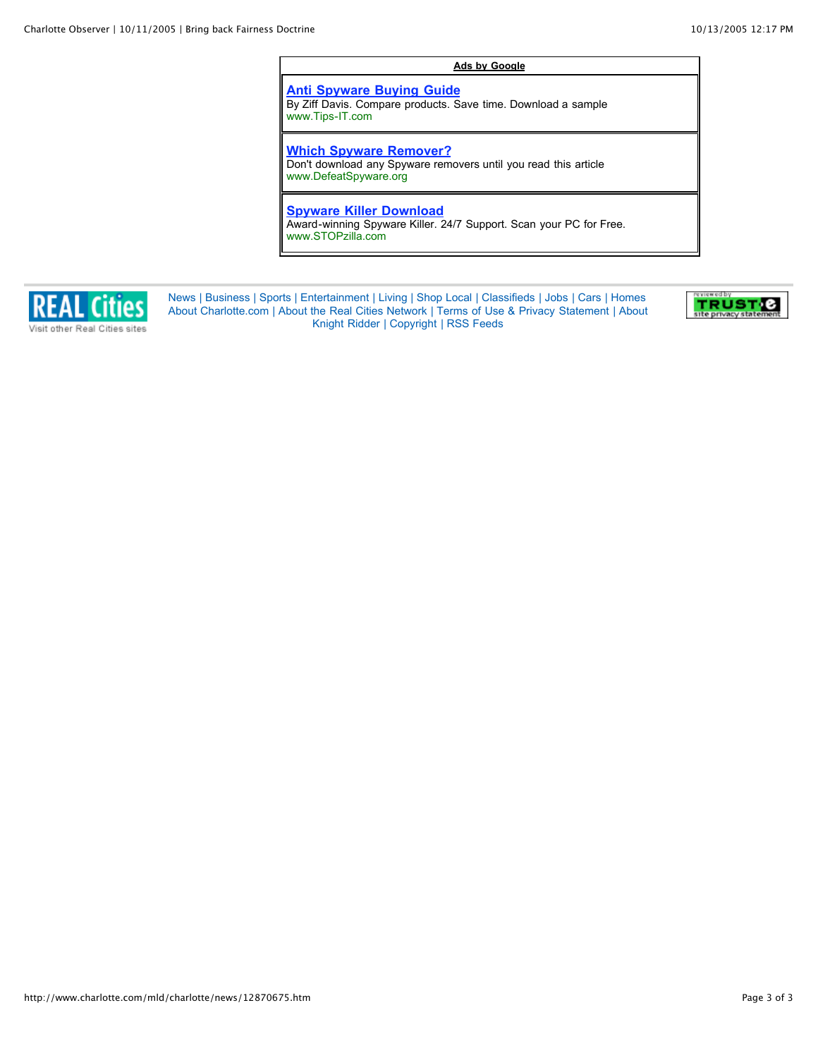**Ads by Google**

**[Anti Spyware Buying Guide]**
By Ziff Davis. Compare products. Save time. Download a sample
www.Tips-IT.com

**[Which Spyware Remover?]**
Don't download any Spyware removers until you read this article
www.DefeatSpyware.org

**[Spyware Killer Download]**
Award-winning Spyware Killer. 24/7 Support. Scan your PC for Free.
www.STOPzilla.com

REAL Cities
Visit other Real Cities sites

News | Business | Sports | Entertainment | Living | Shop Local | Classifieds | Jobs | Cars | Homes
About Charlotte.com | About the Real Cities Network | Terms of Use & Privacy Statement | About Knight Ridder | Copyright | RSS Feeds

reviewed by TRUSTe site privacy statement